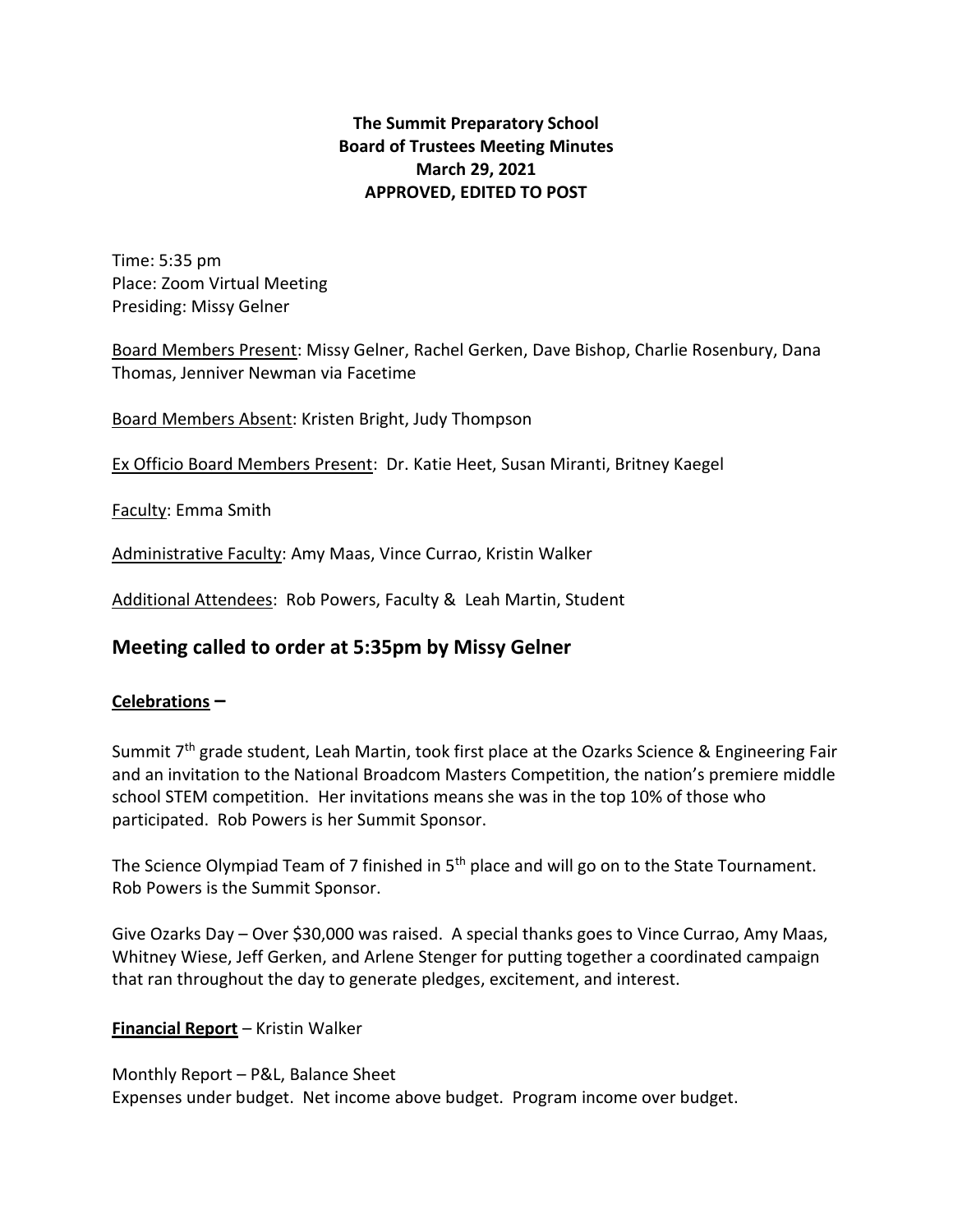**The Summit Preparatory School**
**Board of Trustees Meeting Minutes**
**March 29, 2021**
**APPROVED, EDITED TO POST**

Time: 5:35 pm
Place: Zoom Virtual Meeting
Presiding: Missy Gelner

Board Members Present: Missy Gelner, Rachel Gerken, Dave Bishop, Charlie Rosenbury, Dana Thomas, Jenniver Newman via Facetime

Board Members Absent: Kristen Bright, Judy Thompson

Ex Officio Board Members Present: Dr. Katie Heet, Susan Miranti, Britney Kaegel

Faculty: Emma Smith

Administrative Faculty: Amy Maas, Vince Currao, Kristin Walker

Additional Attendees: Rob Powers, Faculty & Leah Martin, Student

## Meeting called to order at 5:35pm by Missy Gelner

**Celebrations –**

Summit 7th grade student, Leah Martin, took first place at the Ozarks Science & Engineering Fair and an invitation to the National Broadcom Masters Competition, the nation's premiere middle school STEM competition. Her invitations means she was in the top 10% of those who participated. Rob Powers is her Summit Sponsor.

The Science Olympiad Team of 7 finished in 5th place and will go on to the State Tournament. Rob Powers is the Summit Sponsor.

Give Ozarks Day – Over $30,000 was raised. A special thanks goes to Vince Currao, Amy Maas, Whitney Wiese, Jeff Gerken, and Arlene Stenger for putting together a coordinated campaign that ran throughout the day to generate pledges, excitement, and interest.

**Financial Report** – Kristin Walker

Monthly Report – P&L, Balance Sheet
Expenses under budget. Net income above budget. Program income over budget.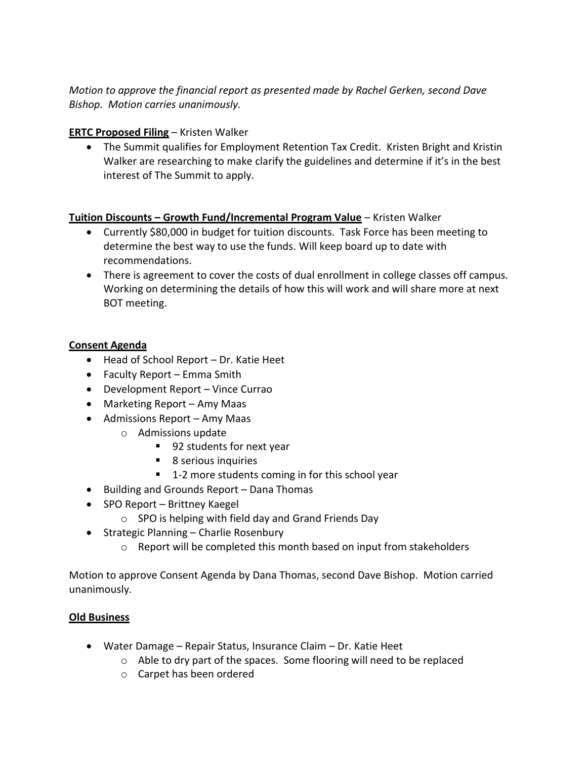*Motion to approve the financial report as presented made by Rachel Gerken, second Dave Bishop. Motion carries unanimously.*

**<u>ERTC Proposed Filing</u>** – Kristen Walker

- The Summit qualifies for Employment Retention Tax Credit. Kristen Bright and Kristin Walker are researching to make clarify the guidelines and determine if it's in the best interest of The Summit to apply.

**<u>Tuition Discounts – Growth Fund/Incremental Program Value</u>** – Kristen Walker

- Currently $80,000 in budget for tuition discounts. Task Force has been meeting to determine the best way to use the funds. Will keep board up to date with recommendations.
- There is agreement to cover the costs of dual enrollment in college classes off campus. Working on determining the details of how this will work and will share more at next BOT meeting.

**<u>Consent Agenda</u>**

- Head of School Report – Dr. Katie Heet
- Faculty Report – Emma Smith
- Development Report – Vince Currao
- Marketing Report – Amy Maas
- Admissions Report – Amy Maas
  - Admissions update
    - 92 students for next year
    - 8 serious inquiries
    - 1-2 more students coming in for this school year
- Building and Grounds Report – Dana Thomas
- SPO Report – Brittney Kaegel
  - SPO is helping with field day and Grand Friends Day
- Strategic Planning – Charlie Rosenbury
  - Report will be completed this month based on input from stakeholders

Motion to approve Consent Agenda by Dana Thomas, second Dave Bishop. Motion carried unanimously.

**<u>Old Business</u>**

- Water Damage – Repair Status, Insurance Claim – Dr. Katie Heet
  - Able to dry part of the spaces. Some flooring will need to be replaced
  - Carpet has been ordered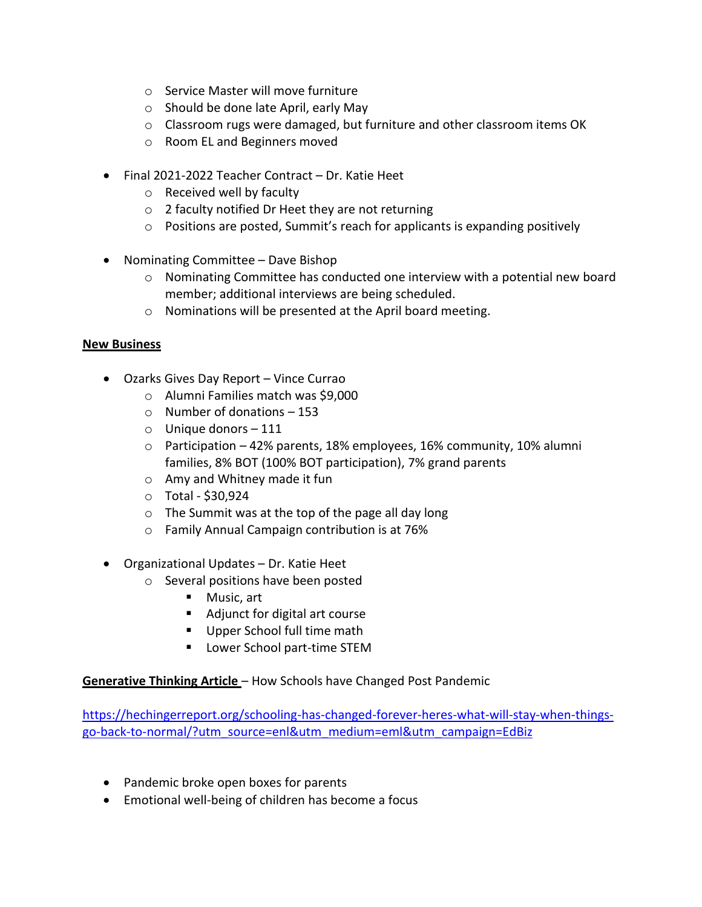- Service Master will move furniture
  - Should be done late April, early May
  - Classroom rugs were damaged, but furniture and other classroom items OK
  - Room EL and Beginners moved

- Final 2021-2022 Teacher Contract – Dr. Katie Heet
  - Received well by faculty
  - 2 faculty notified Dr Heet they are not returning
  - Positions are posted, Summit's reach for applicants is expanding positively

- Nominating Committee – Dave Bishop
  - Nominating Committee has conducted one interview with a potential new board member; additional interviews are being scheduled.
  - Nominations will be presented at the April board meeting.

**<u>New Business</u>**

- Ozarks Gives Day Report – Vince Currao
  - Alumni Families match was $9,000
  - Number of donations – 153
  - Unique donors – 111
  - Participation – 42% parents, 18% employees, 16% community, 10% alumni families, 8% BOT (100% BOT participation), 7% grand parents
  - Amy and Whitney made it fun
  - Total - $30,924
  - The Summit was at the top of the page all day long
  - Family Annual Campaign contribution is at 76%

- Organizational Updates – Dr. Katie Heet
  - Several positions have been posted
    - Music, art
    - Adjunct for digital art course
    - Upper School full time math
    - Lower School part-time STEM

**<u>Generative Thinking Article</u>** – How Schools have Changed Post Pandemic

https://hechingerreport.org/schooling-has-changed-forever-heres-what-will-stay-when-things-go-back-to-normal/?utm_source=enl&utm_medium=eml&utm_campaign=EdBiz

- Pandemic broke open boxes for parents
- Emotional well-being of children has become a focus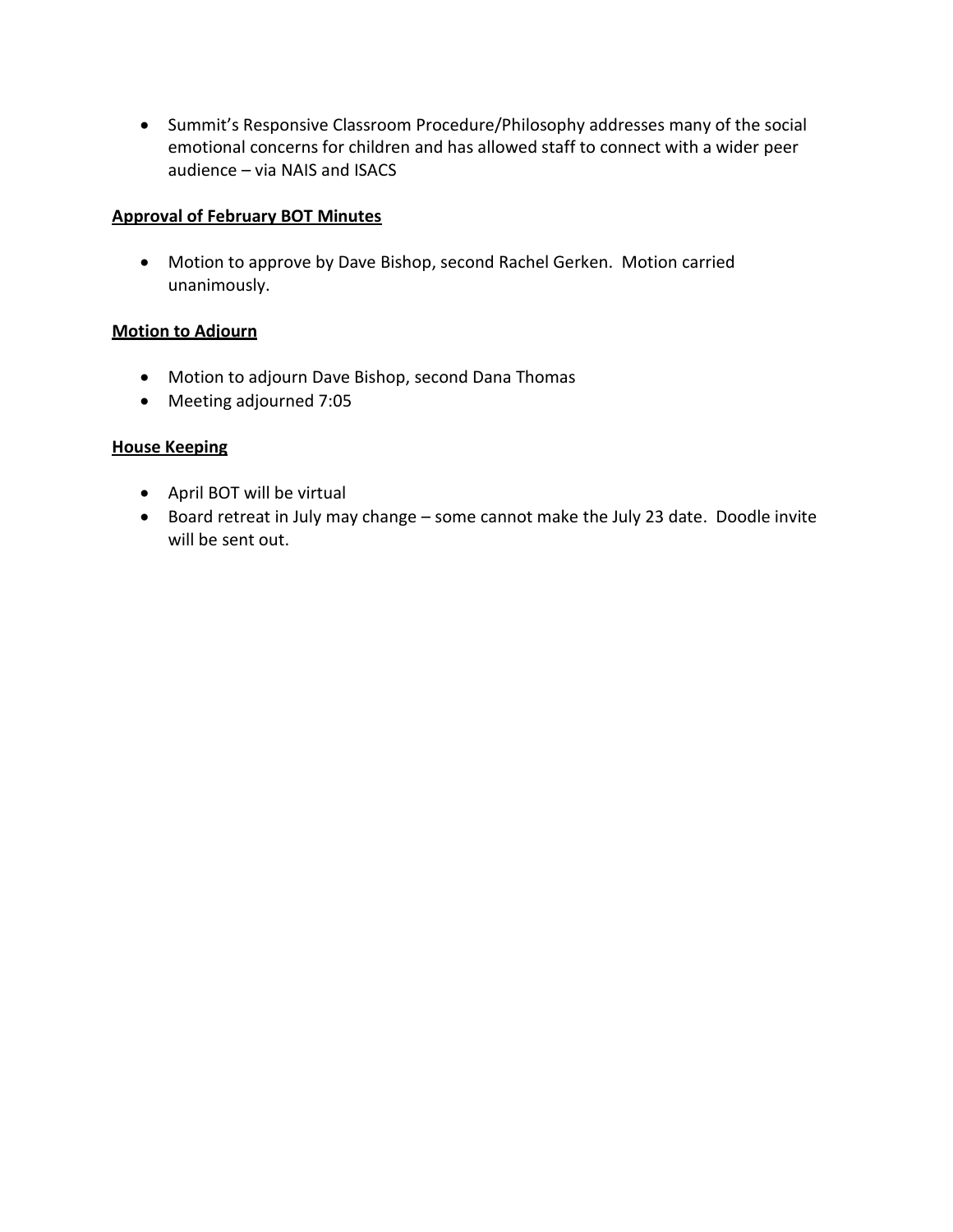- Summit's Responsive Classroom Procedure/Philosophy addresses many of the social emotional concerns for children and has allowed staff to connect with a wider peer audience – via NAIS and ISACS

**<u>Approval of February BOT Minutes</u>**

- Motion to approve by Dave Bishop, second Rachel Gerken. Motion carried unanimously.

**<u>Motion to Adjourn</u>**

- Motion to adjourn Dave Bishop, second Dana Thomas
- Meeting adjourned 7:05

**<u>House Keeping</u>**

- April BOT will be virtual
- Board retreat in July may change – some cannot make the July 23 date. Doodle invite will be sent out.